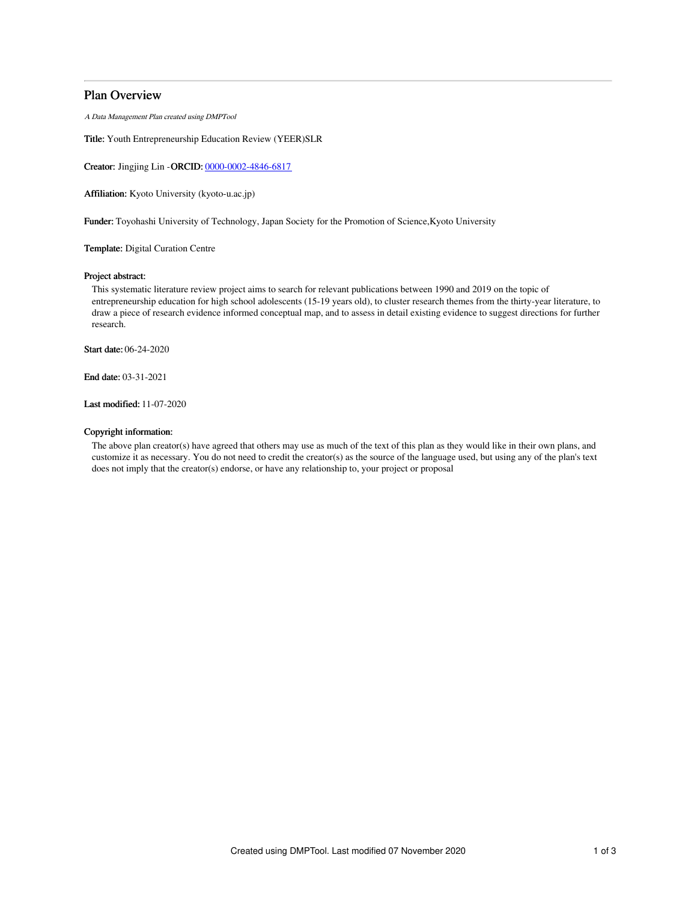# Plan Overview

*A Data Management Plan created using DMPTool*

**Title:** Youth Entrepreneurship Education Review (YEER)SLR

**Creator:** Jingjing Lin -**ORCID:** 0000-0002-4846-6817

**Affiliation:** Kyoto University (kyoto-u.ac.jp)

**Funder:** Toyohashi University of Technology, Japan Society for the Promotion of Science,Kyoto University

**Template:** Digital Curation Centre

**Project abstract:**

This systematic literature review project aims to search for relevant publications between 1990 and 2019 on the topic of entrepreneurship education for high school adolescents (15-19 years old), to cluster research themes from the thirty-year literature, to draw a piece of research evidence informed conceptual map, and to assess in detail existing evidence to suggest directions for further research.

**Start date:** 06-24-2020

**End date:** 03-31-2021

**Last modified:** 11-07-2020

**Copyright information:**

The above plan creator(s) have agreed that others may use as much of the text of this plan as they would like in their own plans, and customize it as necessary. You do not need to credit the creator(s) as the source of the language used, but using any of the plan's text does not imply that the creator(s) endorse, or have any relationship to, your project or proposal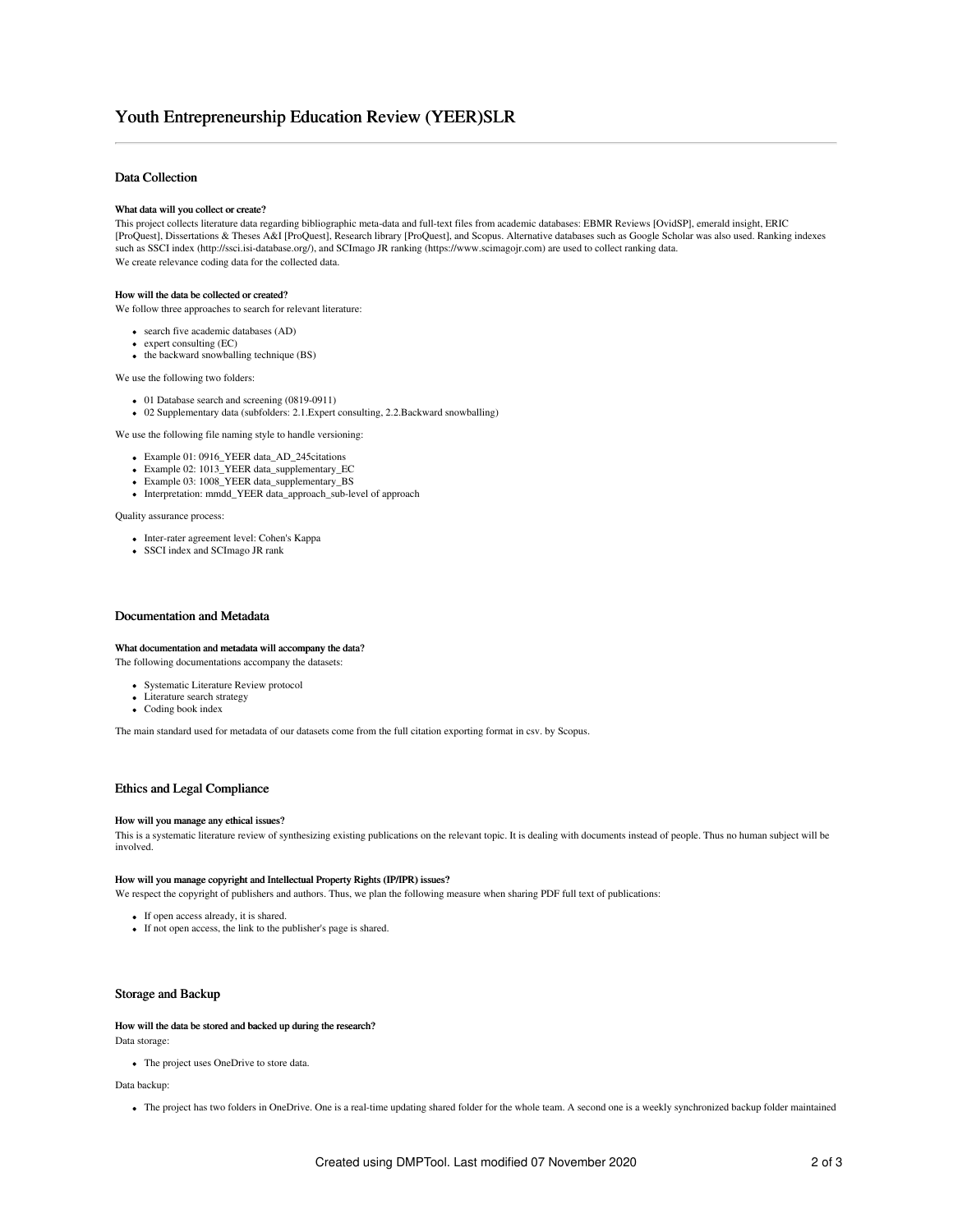# Youth Entrepreneurship Education Review (YEER)SLR

## Data Collection

#### What data will you collect or create?

This project collects literature data regarding bibliographic meta-data and full-text files from academic databases: EBMR Reviews [OvidSP], emerald insight, ERIC [ProQuest], Dissertations & Theses A&I [ProQuest], Research library [ProQuest], and Scopus. Alternative databases such as Google Scholar was also used. Ranking indexes such as SSCI index (http://ssci.isi-database.org/), and SCImago JR ranking (https://www.scimagojr.com) are used to collect ranking data.
We create relevance coding data for the collected data.

#### How will the data be collected or created?

We follow three approaches to search for relevant literature:

- search five academic databases (AD)
- expert consulting (EC)
- the backward snowballing technique (BS)

We use the following two folders:

- 01 Database search and screening (0819-0911)
- 02 Supplementary data (subfolders: 2.1.Expert consulting, 2.2.Backward snowballing)

We use the following file naming style to handle versioning:

- Example 01: 0916_YEER data_AD_245citations
- Example 02: 1013_YEER data_supplementary_EC
- Example 03: 1008_YEER data_supplementary_BS
- Interpretation: mmdd_YEER data_approach_sub-level of approach

Quality assurance process:

- Inter-rater agreement level: Cohen's Kappa
- SSCI index and SCImago JR rank

## Documentation and Metadata

#### What documentation and metadata will accompany the data?

The following documentations accompany the datasets:

- Systematic Literature Review protocol
- Literature search strategy
- Coding book index

The main standard used for metadata of our datasets come from the full citation exporting format in csv. by Scopus.

## Ethics and Legal Compliance

#### How will you manage any ethical issues?

This is a systematic literature review of synthesizing existing publications on the relevant topic. It is dealing with documents instead of people. Thus no human subject will be involved.

#### How will you manage copyright and Intellectual Property Rights (IP/IPR) issues?

We respect the copyright of publishers and authors. Thus, we plan the following measure when sharing PDF full text of publications:

- If open access already, it is shared.
- If not open access, the link to the publisher's page is shared.

## Storage and Backup

#### How will the data be stored and backed up during the research?

Data storage:

- The project uses OneDrive to store data.

Data backup:

- The project has two folders in OneDrive. One is a real-time updating shared folder for the whole team. A second one is a weekly synchronized backup folder maintained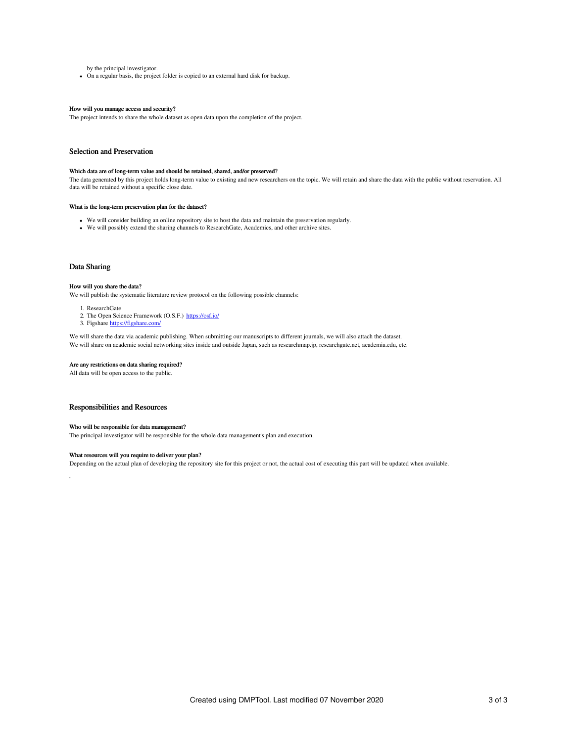by the principal investigator.

- On a regular basis, the project folder is copied to an external hard disk for backup.

**How will you manage access and security?**

The project intends to share the whole dataset as open data upon the completion of the project.

## Selection and Preservation

**Which data are of long-term value and should be retained, shared, and/or preserved?**

The data generated by this project holds long-term value to existing and new researchers on the topic. We will retain and share the data with the public without reservation. All data will be retained without a specific close date.

**What is the long-term preservation plan for the dataset?**

- We will consider building an online repository site to host the data and maintain the preservation regularly.
- We will possibly extend the sharing channels to ResearchGate, Academics, and other archive sites.

## Data Sharing

**How will you share the data?**

We will publish the systematic literature review protocol on the following possible channels:

1. ResearchGate
2. The Open Science Framework (O.S.F.) https://osf.io/
3. Figshare https://figshare.com/

We will share the data via academic publishing. When submitting our manuscripts to different journals, we will also attach the dataset.
We will share on academic social networking sites inside and outside Japan, such as researchmap.jp, researchgate.net, academia.edu, etc.

**Are any restrictions on data sharing required?**

All data will be open access to the public.

## Responsibilities and Resources

**Who will be responsible for data management?**

The principal investigator will be responsible for the whole data management's plan and execution.

**What resources will you require to deliver your plan?**

Depending on the actual plan of developing the repository site for this project or not, the actual cost of executing this part will be updated when available.